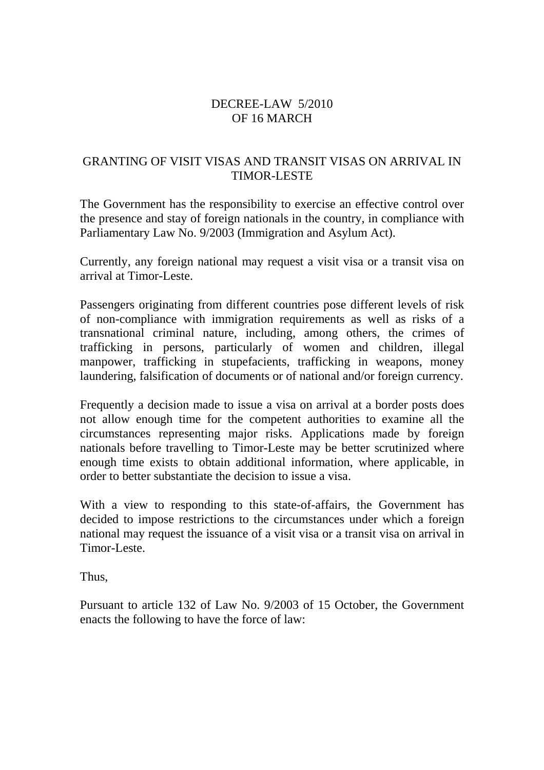# DECREE-LAW 5/2010
# OF 16 MARCH

## GRANTING OF VISIT VISAS AND TRANSIT VISAS ON ARRIVAL IN TIMOR-LESTE

The Government has the responsibility to exercise an effective control over the presence and stay of foreign nationals in the country, in compliance with Parliamentary Law No. 9/2003 (Immigration and Asylum Act).

Currently, any foreign national may request a visit visa or a transit visa on arrival at Timor-Leste.

Passengers originating from different countries pose different levels of risk of non-compliance with immigration requirements as well as risks of a transnational criminal nature, including, among others, the crimes of trafficking in persons, particularly of women and children, illegal manpower, trafficking in stupefacients, trafficking in weapons, money laundering, falsification of documents or of national and/or foreign currency.

Frequently a decision made to issue a visa on arrival at a border posts does not allow enough time for the competent authorities to examine all the circumstances representing major risks. Applications made by foreign nationals before travelling to Timor-Leste may be better scrutinized where enough time exists to obtain additional information, where applicable, in order to better substantiate the decision to issue a visa.

With a view to responding to this state-of-affairs, the Government has decided to impose restrictions to the circumstances under which a foreign national may request the issuance of a visit visa or a transit visa on arrival in Timor-Leste.

Thus,

Pursuant to article 132 of Law No. 9/2003 of 15 October, the Government enacts the following to have the force of law: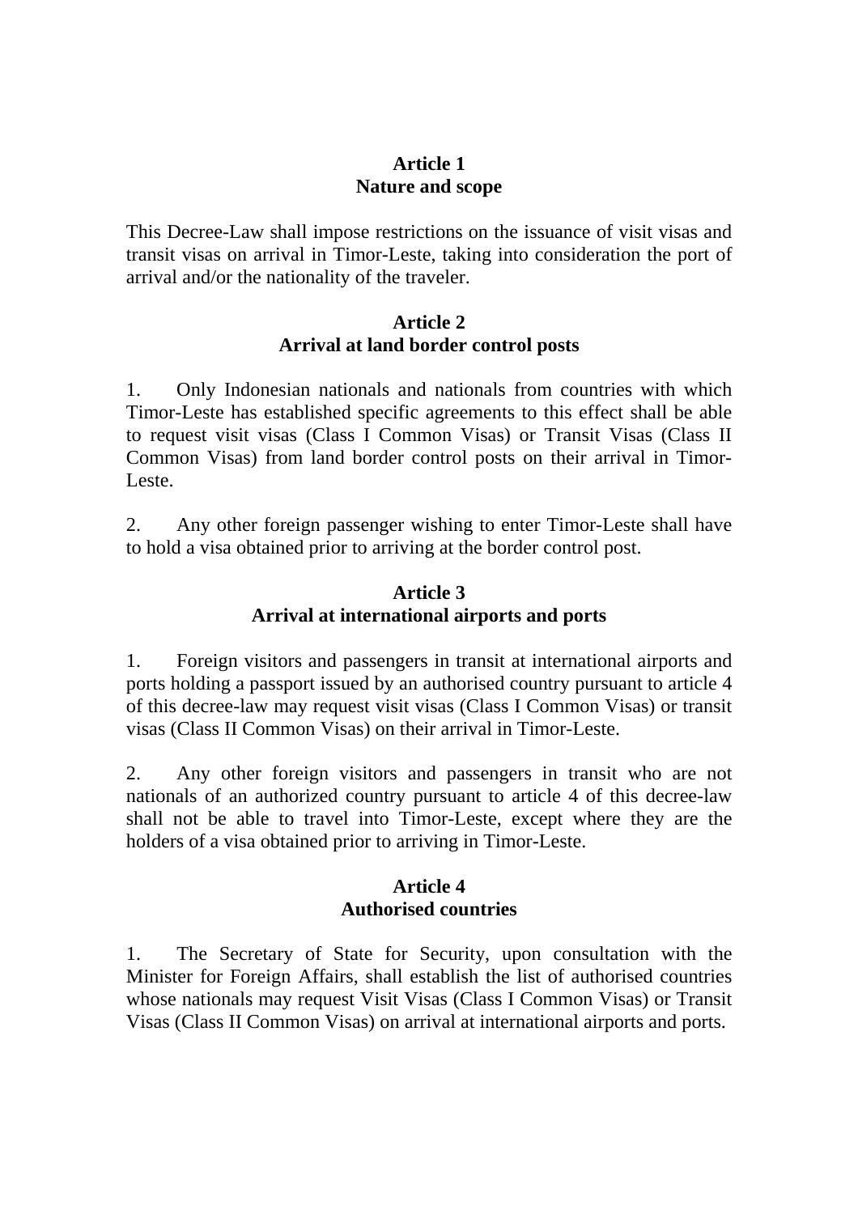## Article 1
## Nature and scope

This Decree-Law shall impose restrictions on the issuance of visit visas and transit visas on arrival in Timor-Leste, taking into consideration the port of arrival and/or the nationality of the traveler.

## Article 2
## Arrival at land border control posts

1. Only Indonesian nationals and nationals from countries with which Timor-Leste has established specific agreements to this effect shall be able to request visit visas (Class I Common Visas) or Transit Visas (Class II Common Visas) from land border control posts on their arrival in Timor-Leste.

2. Any other foreign passenger wishing to enter Timor-Leste shall have to hold a visa obtained prior to arriving at the border control post.

## Article 3
## Arrival at international airports and ports

1. Foreign visitors and passengers in transit at international airports and ports holding a passport issued by an authorised country pursuant to article 4 of this decree-law may request visit visas (Class I Common Visas) or transit visas (Class II Common Visas) on their arrival in Timor-Leste.

2. Any other foreign visitors and passengers in transit who are not nationals of an authorized country pursuant to article 4 of this decree-law shall not be able to travel into Timor-Leste, except where they are the holders of a visa obtained prior to arriving in Timor-Leste.

## Article 4
## Authorised countries

1. The Secretary of State for Security, upon consultation with the Minister for Foreign Affairs, shall establish the list of authorised countries whose nationals may request Visit Visas (Class I Common Visas) or Transit Visas (Class II Common Visas) on arrival at international airports and ports.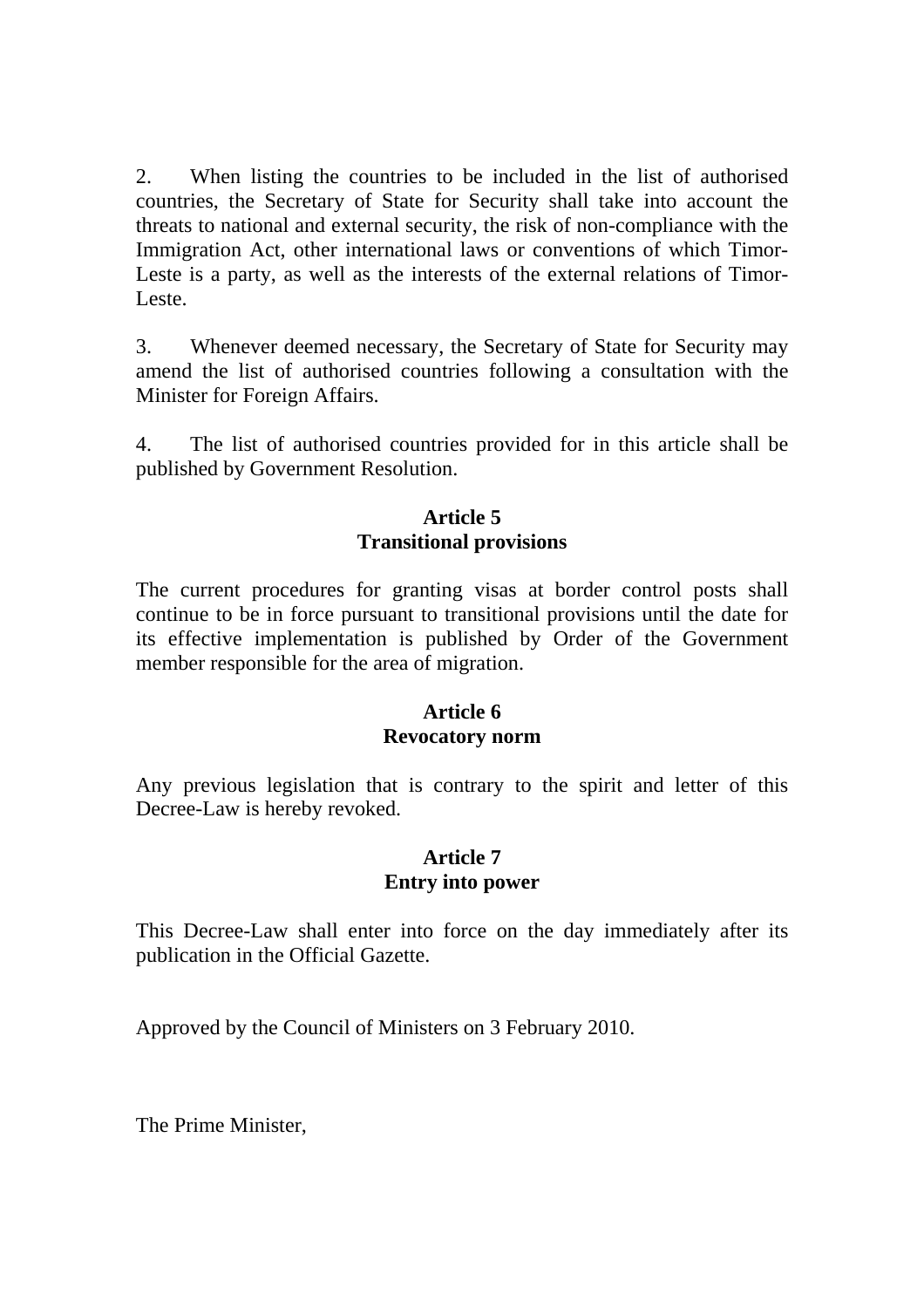2. When listing the countries to be included in the list of authorised countries, the Secretary of State for Security shall take into account the threats to national and external security, the risk of non-compliance with the Immigration Act, other international laws or conventions of which Timor-Leste is a party, as well as the interests of the external relations of Timor-Leste.

3. Whenever deemed necessary, the Secretary of State for Security may amend the list of authorised countries following a consultation with the Minister for Foreign Affairs.

4. The list of authorised countries provided for in this article shall be published by Government Resolution.

**Article 5**
**Transitional provisions**

The current procedures for granting visas at border control posts shall continue to be in force pursuant to transitional provisions until the date for its effective implementation is published by Order of the Government member responsible for the area of migration.

**Article 6**
**Revocatory norm**

Any previous legislation that is contrary to the spirit and letter of this Decree-Law is hereby revoked.

**Article 7**
**Entry into power**

This Decree-Law shall enter into force on the day immediately after its publication in the Official Gazette.

Approved by the Council of Ministers on 3 February 2010.

The Prime Minister,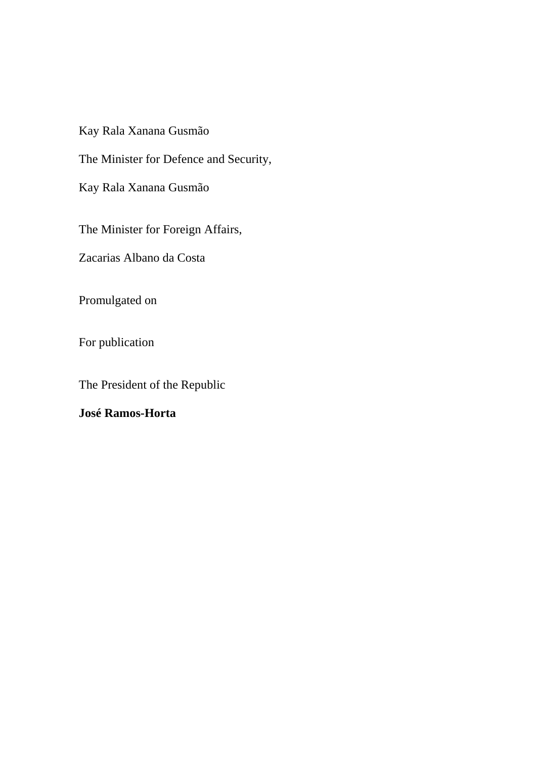Kay Rala Xanana Gusmão

The Minister for Defence and Security,

Kay Rala Xanana Gusmão

The Minister for Foreign Affairs,

Zacarias Albano da Costa

Promulgated on

For publication

The President of the Republic

**José Ramos-Horta**